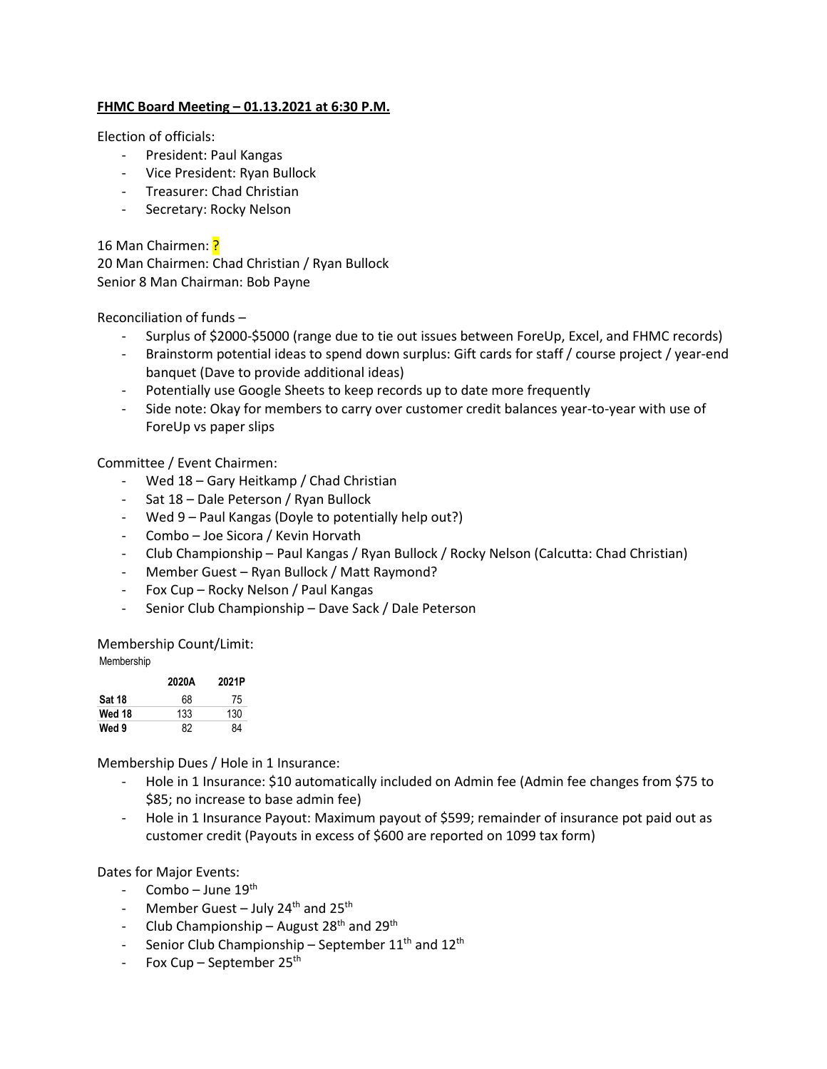**FHMC Board Meeting – 01.13.2021 at 6:30 P.M.**

Election of officials:

- President: Paul Kangas
- Vice President: Ryan Bullock
- Treasurer: Chad Christian
- Secretary: Rocky Nelson

16 Man Chairmen: ?
20 Man Chairmen: Chad Christian / Ryan Bullock
Senior 8 Man Chairman: Bob Payne

Reconciliation of funds –

- Surplus of $2000-$5000 (range due to tie out issues between ForeUp, Excel, and FHMC records)
- Brainstorm potential ideas to spend down surplus: Gift cards for staff / course project / year-end banquet (Dave to provide additional ideas)
- Potentially use Google Sheets to keep records up to date more frequently
- Side note: Okay for members to carry over customer credit balances year-to-year with use of ForeUp vs paper slips

Committee / Event Chairmen:

- Wed 18 – Gary Heitkamp / Chad Christian
- Sat 18 – Dale Peterson / Ryan Bullock
- Wed 9 – Paul Kangas (Doyle to potentially help out?)
- Combo – Joe Sicora / Kevin Horvath
- Club Championship – Paul Kangas / Ryan Bullock / Rocky Nelson (Calcutta: Chad Christian)
- Member Guest – Ryan Bullock / Matt Raymond?
- Fox Cup – Rocky Nelson / Paul Kangas
- Senior Club Championship – Dave Sack / Dale Peterson

Membership Count/Limit:

Membership

| | 2020A | 2021P |
|---|---|---|
| **Sat 18** | 68 | 75 |
| **Wed 18** | 133 | 130 |
| **Wed 9** | 82 | 84 |

Membership Dues / Hole in 1 Insurance:

- Hole in 1 Insurance: $10 automatically included on Admin fee (Admin fee changes from $75 to $85; no increase to base admin fee)
- Hole in 1 Insurance Payout: Maximum payout of $599; remainder of insurance pot paid out as customer credit (Payouts in excess of $600 are reported on 1099 tax form)

Dates for Major Events:

- Combo – June 19th
- Member Guest – July 24th and 25th
- Club Championship – August 28th and 29th
- Senior Club Championship – September 11th and 12th
- Fox Cup – September 25th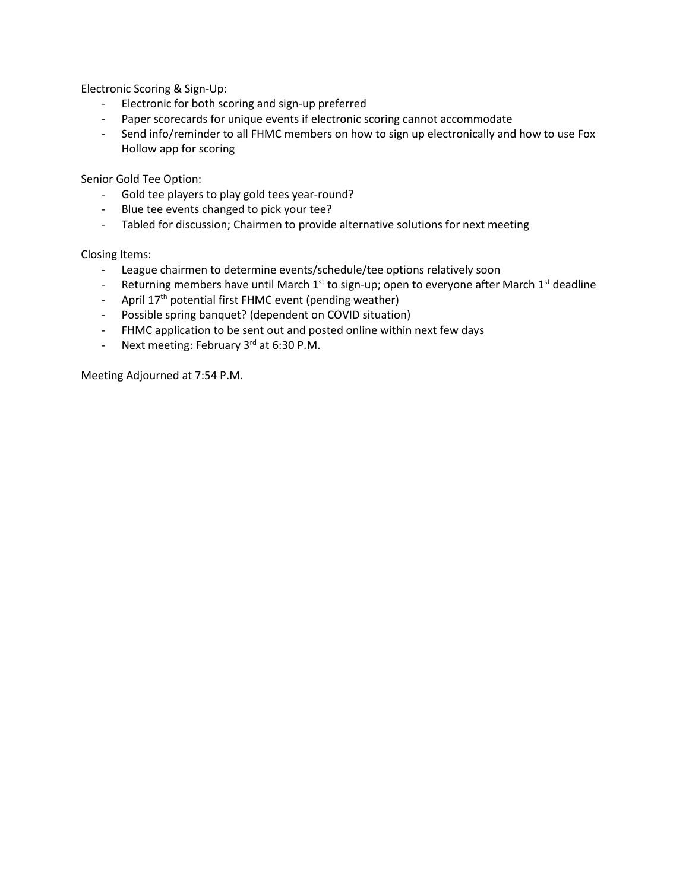Electronic Scoring & Sign-Up:

- Electronic for both scoring and sign-up preferred
- Paper scorecards for unique events if electronic scoring cannot accommodate
- Send info/reminder to all FHMC members on how to sign up electronically and how to use Fox Hollow app for scoring

Senior Gold Tee Option:

- Gold tee players to play gold tees year-round?
- Blue tee events changed to pick your tee?
- Tabled for discussion; Chairmen to provide alternative solutions for next meeting

Closing Items:

- League chairmen to determine events/schedule/tee options relatively soon
- Returning members have until March 1st to sign-up; open to everyone after March 1st deadline
- April 17th potential first FHMC event (pending weather)
- Possible spring banquet? (dependent on COVID situation)
- FHMC application to be sent out and posted online within next few days
- Next meeting: February 3rd at 6:30 P.M.

Meeting Adjourned at 7:54 P.M.